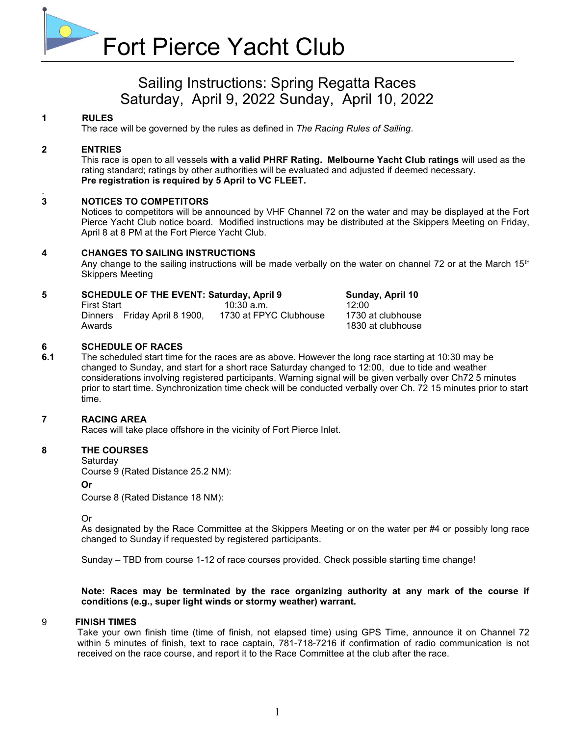# Fort Pierce Yacht Club

## Sailing Instructions: Spring Regatta Races
## Saturday, April 9, 2022 Sunday, April 10, 2022

**1 RULES**

The race will be governed by the rules as defined in *The Racing Rules of Sailing*.

**2 ENTRIES**

This race is open to all vessels **with a valid PHRF Rating. Melbourne Yacht Club ratings** will used as the rating standard; ratings by other authorities will be evaluated and adjusted if deemed necessary**.**
**Pre registration is required by 5 April to VC FLEET.**

.

**3 NOTICES TO COMPETITORS**

Notices to competitors will be announced by VHF Channel 72 on the water and may be displayed at the Fort Pierce Yacht Club notice board. Modified instructions may be distributed at the Skippers Meeting on Friday, April 8 at 8 PM at the Fort Pierce Yacht Club.

**4 CHANGES TO SAILING INSTRUCTIONS**

Any change to the sailing instructions will be made verbally on the water on channel 72 or at the March 15th Skippers Meeting

**5 SCHEDULE OF THE EVENT:**

| | Saturday, April 9 | Sunday, April 10 |
|---|---|---|
| First Start | 10:30 a.m. | 12:00 |
| Dinners Friday April 8 1900, | 1730 at FPYC Clubhouse | 1730 at clubhouse |
| Awards | | 1830 at clubhouse |

**6 SCHEDULE OF RACES**

**6.1** The scheduled start time for the races are as above. However the long race starting at 10:30 may be changed to Sunday, and start for a short race Saturday changed to 12:00, due to tide and weather considerations involving registered participants. Warning signal will be given verbally over Ch72 5 minutes prior to start time. Synchronization time check will be conducted verbally over Ch. 72 15 minutes prior to start time.

**7 RACING AREA**

Races will take place offshore in the vicinity of Fort Pierce Inlet.

**8 THE COURSES**

Saturday

Course 9 (Rated Distance 25.2 NM):

**Or**

Course 8 (Rated Distance 18 NM):

Or

As designated by the Race Committee at the Skippers Meeting or on the water per #4 or possibly long race changed to Sunday if requested by registered participants.

Sunday – TBD from course 1-12 of race courses provided. Check possible starting time change!

**Note: Races may be terminated by the race organizing authority at any mark of the course if conditions (e.g., super light winds or stormy weather) warrant.**

9 **FINISH TIMES**

Take your own finish time (time of finish, not elapsed time) using GPS Time, announce it on Channel 72 within 5 minutes of finish, text to race captain, 781-718-7216 if confirmation of radio communication is not received on the race course, and report it to the Race Committee at the club after the race.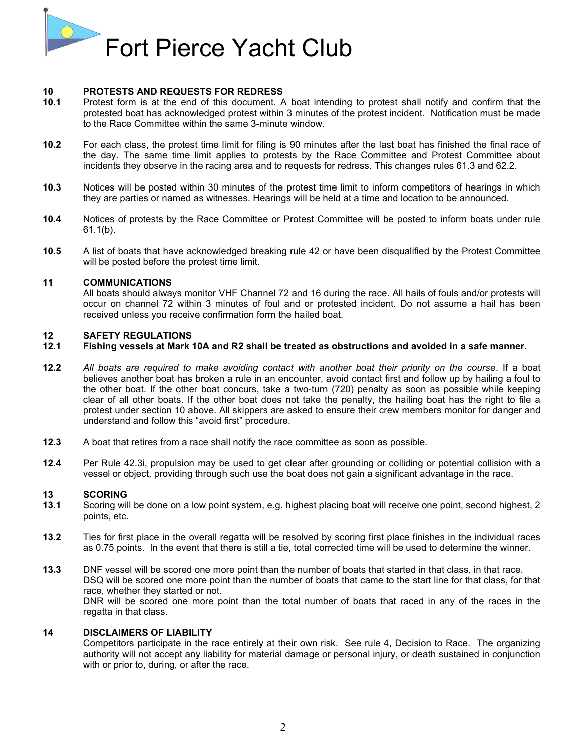## 10 PROTESTS AND REQUESTS FOR REDRESS

**10.1** Protest form is at the end of this document. A boat intending to protest shall notify and confirm that the protested boat has acknowledged protest within 3 minutes of the protest incident. Notification must be made to the Race Committee within the same 3-minute window.

**10.2** For each class, the protest time limit for filing is 90 minutes after the last boat has finished the final race of the day. The same time limit applies to protests by the Race Committee and Protest Committee about incidents they observe in the racing area and to requests for redress. This changes rules 61.3 and 62.2.

**10.3** Notices will be posted within 30 minutes of the protest time limit to inform competitors of hearings in which they are parties or named as witnesses. Hearings will be held at a time and location to be announced.

**10.4** Notices of protests by the Race Committee or Protest Committee will be posted to inform boats under rule 61.1(b).

**10.5** A list of boats that have acknowledged breaking rule 42 or have been disqualified by the Protest Committee will be posted before the protest time limit.

## 11 COMMUNICATIONS

All boats should always monitor VHF Channel 72 and 16 during the race. All hails of fouls and/or protests will occur on channel 72 within 3 minutes of foul and or protested incident. Do not assume a hail has been received unless you receive confirmation form the hailed boat.

## 12 SAFETY REGULATIONS

**12.1 Fishing vessels at Mark 10A and R2 shall be treated as obstructions and avoided in a safe manner.**

**12.2** *All boats are required to make avoiding contact with another boat their priority on the course*. If a boat believes another boat has broken a rule in an encounter, avoid contact first and follow up by hailing a foul to the other boat. If the other boat concurs, take a two-turn (720) penalty as soon as possible while keeping clear of all other boats. If the other boat does not take the penalty, the hailing boat has the right to file a protest under section 10 above. All skippers are asked to ensure their crew members monitor for danger and understand and follow this "avoid first" procedure.

**12.3** A boat that retires from a race shall notify the race committee as soon as possible.

**12.4** Per Rule 42.3i, propulsion may be used to get clear after grounding or colliding or potential collision with a vessel or object, providing through such use the boat does not gain a significant advantage in the race.

## 13 SCORING

**13.1** Scoring will be done on a low point system, e.g. highest placing boat will receive one point, second highest, 2 points, etc.

**13.2** Ties for first place in the overall regatta will be resolved by scoring first place finishes in the individual races as 0.75 points. In the event that there is still a tie, total corrected time will be used to determine the winner.

**13.3** DNF vessel will be scored one more point than the number of boats that started in that class, in that race.
DSQ will be scored one more point than the number of boats that came to the start line for that class, for that race, whether they started or not.
DNR will be scored one more point than the total number of boats that raced in any of the races in the regatta in that class.

## 14 DISCLAIMERS OF LIABILITY

Competitors participate in the race entirely at their own risk. See rule 4, Decision to Race. The organizing authority will not accept any liability for material damage or personal injury, or death sustained in conjunction with or prior to, during, or after the race.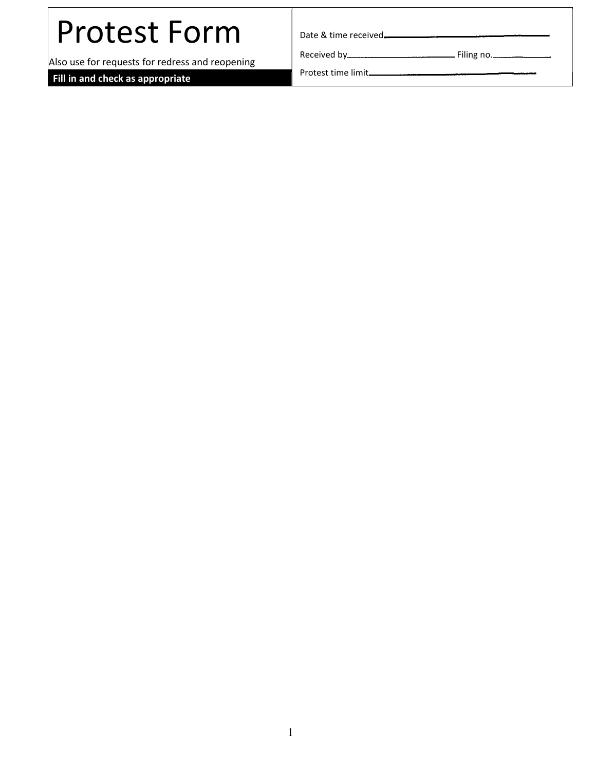# Protest Form

Also use for requests for redress and reopening

**Fill in and check as appropriate**

Date & time received\_\_\_\_\_\_\_\_\_\_\_\_\_\_\_\_\_\_\_\_\_\_\_\_\_\_\_\_\_\_\_\_\_\_\_\_

Received by\_\_\_\_\_\_\_\_\_\_\_\_\_\_\_\_\_\_\_\_\_\_\_\_ Filing no.\_\_\_\_\_\_\_\_\_\_\_\_

Protest time limit\_\_\_\_\_\_\_\_\_\_\_\_\_\_\_\_\_\_\_\_\_\_\_\_\_\_\_\_\_\_\_\_\_\_\_\_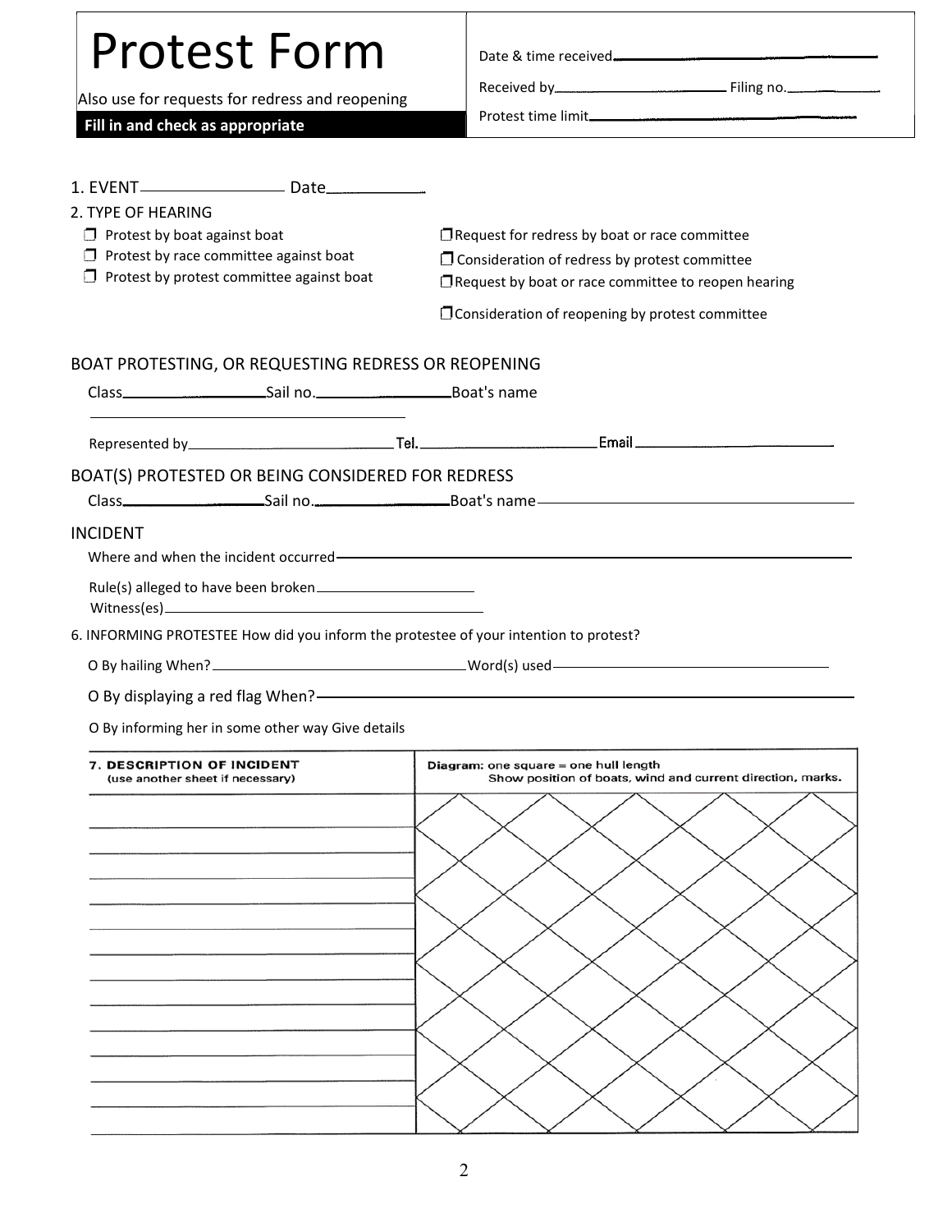# Protest Form

Also use for requests for redress and reopening

**Fill in and check as appropriate**

Date & time received\_\_\_\_\_\_\_\_\_\_\_\_\_\_\_\_\_\_\_\_

Received by\_\_\_\_\_\_\_\_\_\_\_\_\_\_\_\_ Filing no.\_\_\_\_\_\_\_\_

Protest time limit\_\_\_\_\_\_\_\_\_\_\_\_\_\_\_\_\_\_\_\_

1. EVENT\_\_\_\_\_\_\_\_\_\_\_\_\_\_ Date\_\_\_\_\_\_\_\_\_\_

2. TYPE OF HEARING

- ❒ Protest by boat against boat
- ❒ Protest by race committee against boat
- ❒ Protest by protest committee against boat
- ❒ Request for redress by boat or race committee
- ❒ Consideration of redress by protest committee
- ❒ Request by boat or race committee to reopen hearing
- ❒ Consideration of reopening by protest committee

BOAT PROTESTING, OR REQUESTING REDRESS OR REOPENING

Class\_\_\_\_\_\_\_\_\_\_\_\_\_\_Sail no.\_\_\_\_\_\_\_\_\_\_\_\_\_\_Boat's name \_\_\_\_\_\_\_\_\_\_\_\_\_\_\_\_\_\_\_\_

Represented by\_\_\_\_\_\_\_\_\_\_\_\_\_\_\_\_\_\_\_\_ Tel.\_\_\_\_\_\_\_\_\_\_\_\_\_\_\_\_\_\_ Email\_\_\_\_\_\_\_\_\_\_\_\_\_\_\_\_\_\_

BOAT(S) PROTESTED OR BEING CONSIDERED FOR REDRESS

Class\_\_\_\_\_\_\_\_\_\_\_\_\_\_Sail no.\_\_\_\_\_\_\_\_\_\_\_\_\_\_Boat's name\_\_\_\_\_\_\_\_\_\_\_\_\_\_\_\_\_\_\_\_

INCIDENT

Where and when the incident occurred\_\_\_\_\_\_\_\_\_\_\_\_\_\_\_\_\_\_\_\_\_\_\_\_\_\_\_\_\_\_\_\_\_\_\_\_\_\_

Rule(s) alleged to have been broken\_\_\_\_\_\_\_\_\_\_\_\_\_\_\_\_\_\_

Witness(es)\_\_\_\_\_\_\_\_\_\_\_\_\_\_\_\_\_\_\_\_\_\_\_\_\_\_\_\_\_\_

6. INFORMING PROTESTEE How did you inform the protestee of your intention to protest?

O By hailing When?\_\_\_\_\_\_\_\_\_\_\_\_\_\_\_\_\_\_\_\_\_\_\_\_\_\_ Word(s) used\_\_\_\_\_\_\_\_\_\_\_\_\_\_\_\_\_\_\_\_\_\_\_\_

O By displaying a red flag When?\_\_\_\_\_\_\_\_\_\_\_\_\_\_\_\_\_\_\_\_\_\_\_\_\_\_\_\_\_\_\_\_\_\_\_\_\_\_

O By informing her in some other way Give details

| **7. DESCRIPTION OF INCIDENT** (use another sheet if necessary) | **Diagram:** one square = one hull length Show position of boats, wind and current direction, marks. |
|---|---|
| | |